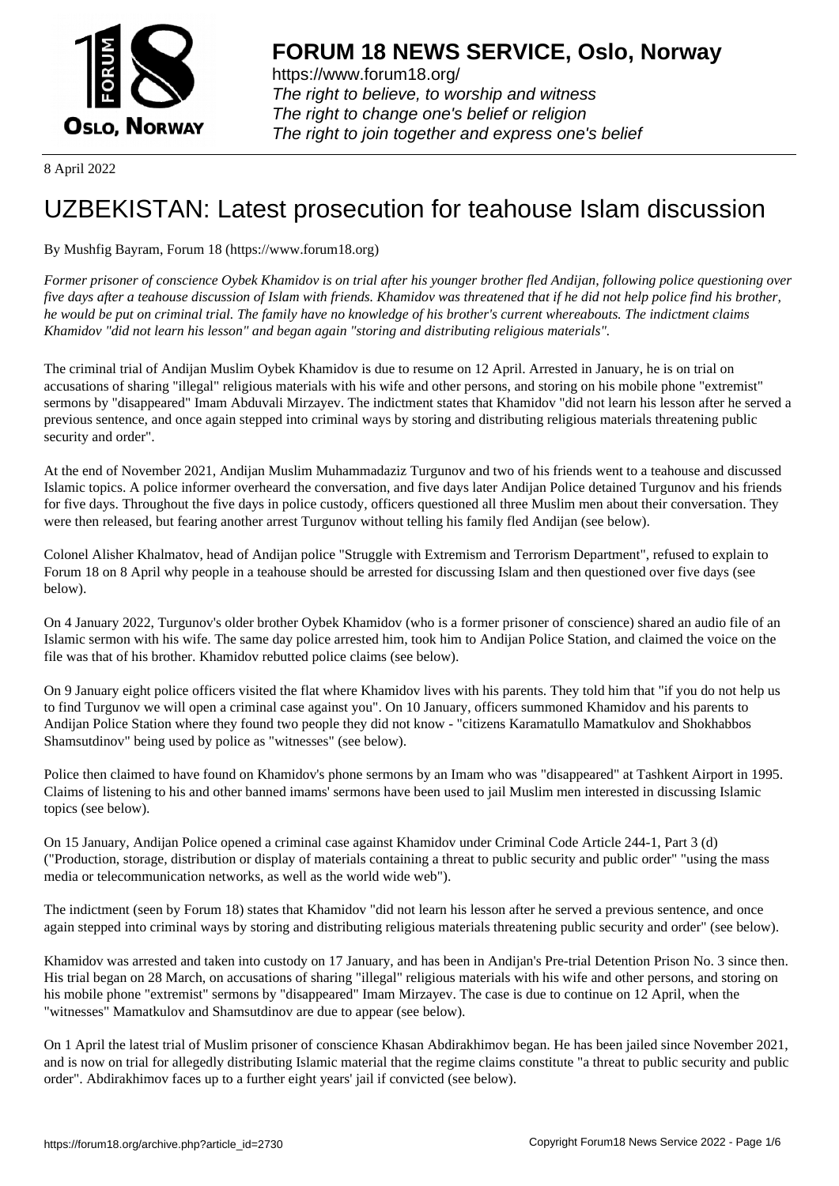# FORUM 18 NEWS SERVICE, Oslo, Norway

https://www.forum18.org/
*The right to believe, to worship and witness*
*The right to change one's belief or religion*
*The right to join together and express one's belief*

8 April 2022

# UZBEKISTAN: Latest prosecution for teahouse Islam discussion

By Mushfig Bayram, Forum 18 (https://www.forum18.org)

*Former prisoner of conscience Oybek Khamidov is on trial after his younger brother fled Andijan, following police questioning over five days after a teahouse discussion of Islam with friends. Khamidov was threatened that if he did not help police find his brother, he would be put on criminal trial. The family have no knowledge of his brother's current whereabouts. The indictment claims Khamidov "did not learn his lesson" and began again "storing and distributing religious materials".*

The criminal trial of Andijan Muslim Oybek Khamidov is due to resume on 12 April. Arrested in January, he is on trial on accusations of sharing "illegal" religious materials with his wife and other persons, and storing on his mobile phone "extremist" sermons by "disappeared" Imam Abduvali Mirzayev. The indictment states that Khamidov "did not learn his lesson after he served a previous sentence, and once again stepped into criminal ways by storing and distributing religious materials threatening public security and order".

At the end of November 2021, Andijan Muslim Muhammadaziz Turgunov and two of his friends went to a teahouse and discussed Islamic topics. A police informer overheard the conversation, and five days later Andijan Police detained Turgunov and his friends for five days. Throughout the five days in police custody, officers questioned all three Muslim men about their conversation. They were then released, but fearing another arrest Turgunov without telling his family fled Andijan (see below).

Colonel Alisher Khalmatov, head of Andijan police "Struggle with Extremism and Terrorism Department", refused to explain to Forum 18 on 8 April why people in a teahouse should be arrested for discussing Islam and then questioned over five days (see below).

On 4 January 2022, Turgunov's older brother Oybek Khamidov (who is a former prisoner of conscience) shared an audio file of an Islamic sermon with his wife. The same day police arrested him, took him to Andijan Police Station, and claimed the voice on the file was that of his brother. Khamidov rebutted police claims (see below).

On 9 January eight police officers visited the flat where Khamidov lives with his parents. They told him that "if you do not help us to find Turgunov we will open a criminal case against you". On 10 January, officers summoned Khamidov and his parents to Andijan Police Station where they found two people they did not know - "citizens Karamatullo Mamatkulov and Shokhabbos Shamsutdinov" being used by police as "witnesses" (see below).

Police then claimed to have found on Khamidov's phone sermons by an Imam who was "disappeared" at Tashkent Airport in 1995. Claims of listening to his and other banned imams' sermons have been used to jail Muslim men interested in discussing Islamic topics (see below).

On 15 January, Andijan Police opened a criminal case against Khamidov under Criminal Code Article 244-1, Part 3 (d) ("Production, storage, distribution or display of materials containing a threat to public security and public order" "using the mass media or telecommunication networks, as well as the world wide web").

The indictment (seen by Forum 18) states that Khamidov "did not learn his lesson after he served a previous sentence, and once again stepped into criminal ways by storing and distributing religious materials threatening public security and order" (see below).

Khamidov was arrested and taken into custody on 17 January, and has been in Andijan's Pre-trial Detention Prison No. 3 since then. His trial began on 28 March, on accusations of sharing "illegal" religious materials with his wife and other persons, and storing on his mobile phone "extremist" sermons by "disappeared" Imam Mirzayev. The case is due to continue on 12 April, when the "witnesses" Mamatkulov and Shamsutdinov are due to appear (see below).

On 1 April the latest trial of Muslim prisoner of conscience Khasan Abdirakhimov began. He has been jailed since November 2021, and is now on trial for allegedly distributing Islamic material that the regime claims constitute "a threat to public security and public order". Abdirakhimov faces up to a further eight years' jail if convicted (see below).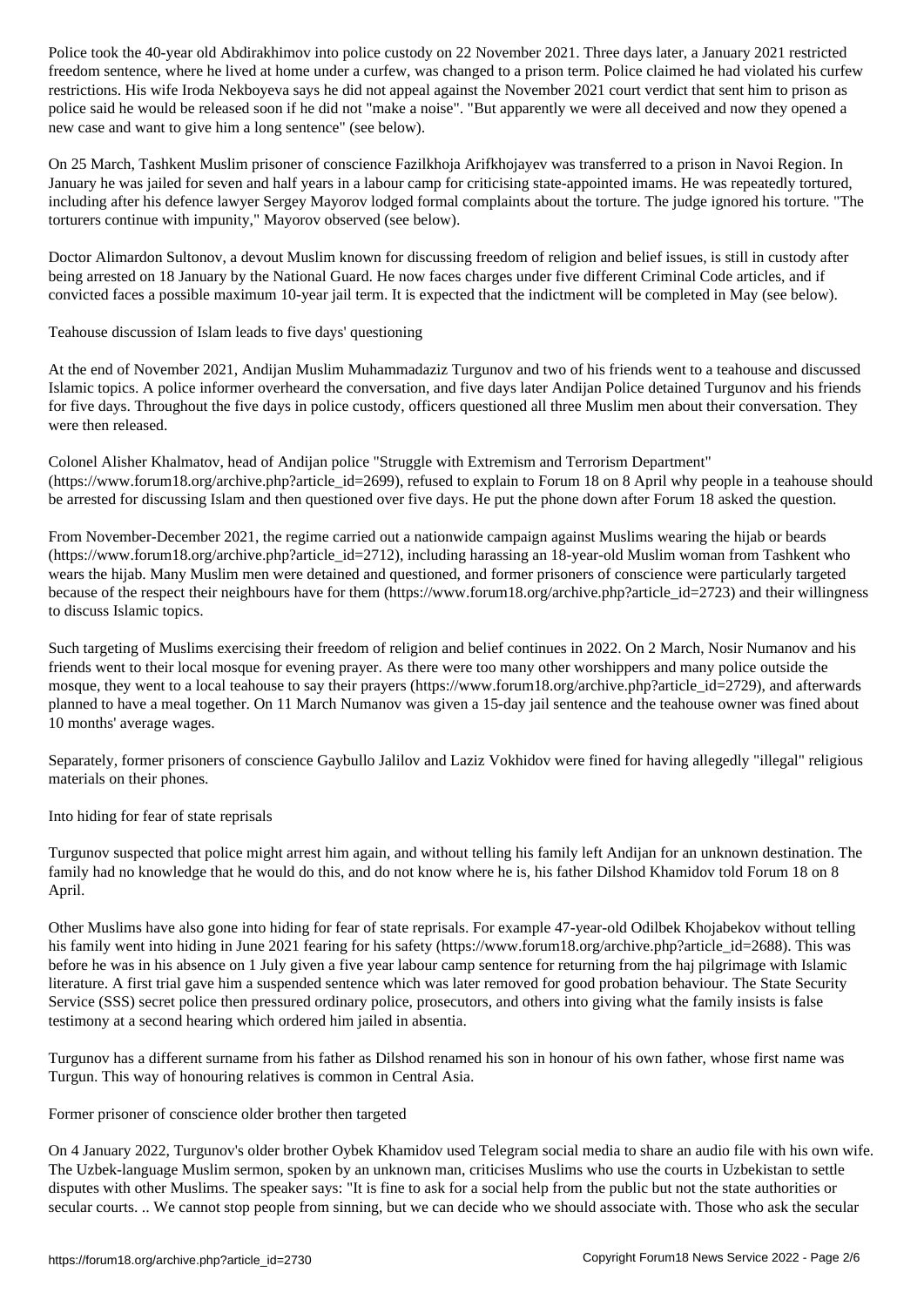Police took the 40-year old Abdirakhimov into police custody on 22 November 2021. Three days later, a January 2021 restricted freedom sentence, where he lived at home under a curfew, was changed to a prison term. Police claimed he had violated his curfew restrictions. His wife Iroda Nekboyeva says he did not appeal against the November 2021 court verdict that sent him to prison as police said he would be released soon if he did not "make a noise". "But apparently we were all deceived and now they opened a new case and want to give him a long sentence" (see below).

On 25 March, Tashkent Muslim prisoner of conscience Fazilkhoja Arifkhojayev was transferred to a prison in Navoi Region. In January he was jailed for seven and half years in a labour camp for criticising state-appointed imams. He was repeatedly tortured, including after his defence lawyer Sergey Mayorov lodged formal complaints about the torture. The judge ignored his torture. "The torturers continue with impunity," Mayorov observed (see below).

Doctor Alimardon Sultonov, a devout Muslim known for discussing freedom of religion and belief issues, is still in custody after being arrested on 18 January by the National Guard. He now faces charges under five different Criminal Code articles, and if convicted faces a possible maximum 10-year jail term. It is expected that the indictment will be completed in May (see below).

## Teahouse discussion of Islam leads to five days' questioning

At the end of November 2021, Andijan Muslim Muhammadaziz Turgunov and two of his friends went to a teahouse and discussed Islamic topics. A police informer overheard the conversation, and five days later Andijan Police detained Turgunov and his friends for five days. Throughout the five days in police custody, officers questioned all three Muslim men about their conversation. They were then released.

Colonel Alisher Khalmatov, head of Andijan police "Struggle with Extremism and Terrorism Department" (https://www.forum18.org/archive.php?article_id=2699), refused to explain to Forum 18 on 8 April why people in a teahouse should be arrested for discussing Islam and then questioned over five days. He put the phone down after Forum 18 asked the question.

From November-December 2021, the regime carried out a nationwide campaign against Muslims wearing the hijab or beards (https://www.forum18.org/archive.php?article_id=2712), including harassing an 18-year-old Muslim woman from Tashkent who wears the hijab. Many Muslim men were detained and questioned, and former prisoners of conscience were particularly targeted because of the respect their neighbours have for them (https://www.forum18.org/archive.php?article_id=2723) and their willingness to discuss Islamic topics.

Such targeting of Muslims exercising their freedom of religion and belief continues in 2022. On 2 March, Nosir Numanov and his friends went to their local mosque for evening prayer. As there were too many other worshippers and many police outside the mosque, they went to a local teahouse to say their prayers (https://www.forum18.org/archive.php?article_id=2729), and afterwards planned to have a meal together. On 11 March Numanov was given a 15-day jail sentence and the teahouse owner was fined about 10 months' average wages.

Separately, former prisoners of conscience Gaybullo Jalilov and Laziz Vokhidov were fined for having allegedly "illegal" religious materials on their phones.

## Into hiding for fear of state reprisals

Turgunov suspected that police might arrest him again, and without telling his family left Andijan for an unknown destination. The family had no knowledge that he would do this, and do not know where he is, his father Dilshod Khamidov told Forum 18 on 8 April.

Other Muslims have also gone into hiding for fear of state reprisals. For example 47-year-old Odilbek Khojabekov without telling his family went into hiding in June 2021 fearing for his safety (https://www.forum18.org/archive.php?article_id=2688). This was before he was in his absence on 1 July given a five year labour camp sentence for returning from the haj pilgrimage with Islamic literature. A first trial gave him a suspended sentence which was later removed for good probation behaviour. The State Security Service (SSS) secret police then pressured ordinary police, prosecutors, and others into giving what the family insists is false testimony at a second hearing which ordered him jailed in absentia.

Turgunov has a different surname from his father as Dilshod renamed his son in honour of his own father, whose first name was Turgun. This way of honouring relatives is common in Central Asia.

## Former prisoner of conscience older brother then targeted

On 4 January 2022, Turgunov's older brother Oybek Khamidov used Telegram social media to share an audio file with his own wife. The Uzbek-language Muslim sermon, spoken by an unknown man, criticises Muslims who use the courts in Uzbekistan to settle disputes with other Muslims. The speaker says: "It is fine to ask for a social help from the public but not the state authorities or secular courts. .. We cannot stop people from sinning, but we can decide who we should associate with. Those who ask the secular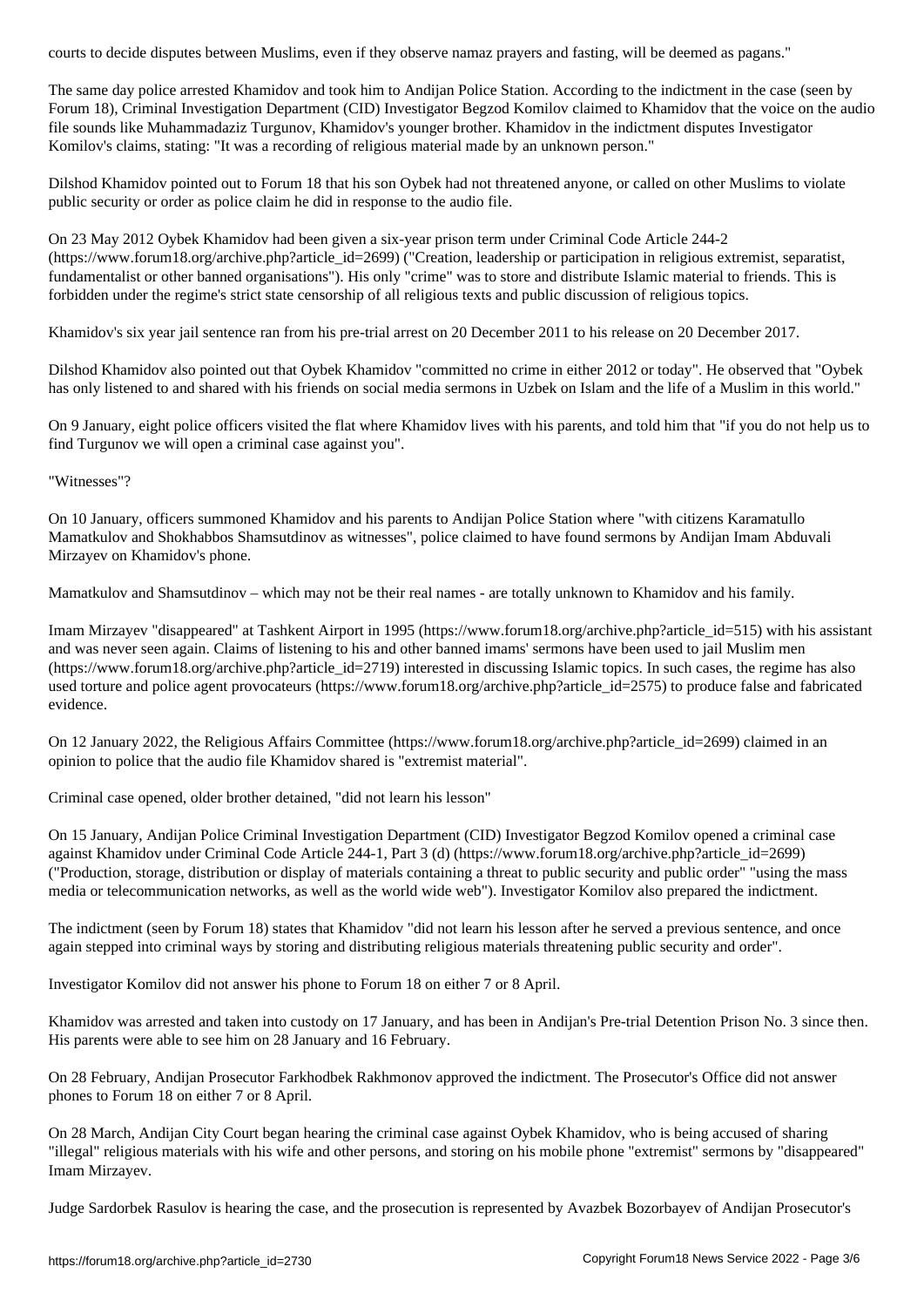courts to decide disputes between Muslims, even if they observe namaz prayers and fasting, will be deemed as pagans."

The same day police arrested Khamidov and took him to Andijan Police Station. According to the indictment in the case (seen by Forum 18), Criminal Investigation Department (CID) Investigator Begzod Komilov claimed to Khamidov that the voice on the audio file sounds like Muhammadaziz Turgunov, Khamidov's younger brother. Khamidov in the indictment disputes Investigator Komilov's claims, stating: "It was a recording of religious material made by an unknown person."

Dilshod Khamidov pointed out to Forum 18 that his son Oybek had not threatened anyone, or called on other Muslims to violate public security or order as police claim he did in response to the audio file.

On 23 May 2012 Oybek Khamidov had been given a six-year prison term under Criminal Code Article 244-2 (https://www.forum18.org/archive.php?article_id=2699) ("Creation, leadership or participation in religious extremist, separatist, fundamentalist or other banned organisations"). His only "crime" was to store and distribute Islamic material to friends. This is forbidden under the regime's strict state censorship of all religious texts and public discussion of religious topics.

Khamidov's six year jail sentence ran from his pre-trial arrest on 20 December 2011 to his release on 20 December 2017.

Dilshod Khamidov also pointed out that Oybek Khamidov "committed no crime in either 2012 or today". He observed that "Oybek has only listened to and shared with his friends on social media sermons in Uzbek on Islam and the life of a Muslim in this world."

On 9 January, eight police officers visited the flat where Khamidov lives with his parents, and told him that "if you do not help us to find Turgunov we will open a criminal case against you".

## "Witnesses"?

On 10 January, officers summoned Khamidov and his parents to Andijan Police Station where "with citizens Karamatullo Mamatkulov and Shokhabbos Shamsutdinov as witnesses", police claimed to have found sermons by Andijan Imam Abduvali Mirzayev on Khamidov's phone.

Mamatkulov and Shamsutdinov – which may not be their real names - are totally unknown to Khamidov and his family.

Imam Mirzayev "disappeared" at Tashkent Airport in 1995 (https://www.forum18.org/archive.php?article_id=515) with his assistant and was never seen again. Claims of listening to his and other banned imams' sermons have been used to jail Muslim men (https://www.forum18.org/archive.php?article_id=2719) interested in discussing Islamic topics. In such cases, the regime has also used torture and police agent provocateurs (https://www.forum18.org/archive.php?article_id=2575) to produce false and fabricated evidence.

On 12 January 2022, the Religious Affairs Committee (https://www.forum18.org/archive.php?article_id=2699) claimed in an opinion to police that the audio file Khamidov shared is "extremist material".

## Criminal case opened, older brother detained, "did not learn his lesson"

On 15 January, Andijan Police Criminal Investigation Department (CID) Investigator Begzod Komilov opened a criminal case against Khamidov under Criminal Code Article 244-1, Part 3 (d) (https://www.forum18.org/archive.php?article_id=2699) ("Production, storage, distribution or display of materials containing a threat to public security and public order" "using the mass media or telecommunication networks, as well as the world wide web"). Investigator Komilov also prepared the indictment.

The indictment (seen by Forum 18) states that Khamidov "did not learn his lesson after he served a previous sentence, and once again stepped into criminal ways by storing and distributing religious materials threatening public security and order".

Investigator Komilov did not answer his phone to Forum 18 on either 7 or 8 April.

Khamidov was arrested and taken into custody on 17 January, and has been in Andijan's Pre-trial Detention Prison No. 3 since then. His parents were able to see him on 28 January and 16 February.

On 28 February, Andijan Prosecutor Farkhodbek Rakhmonov approved the indictment. The Prosecutor's Office did not answer phones to Forum 18 on either 7 or 8 April.

On 28 March, Andijan City Court began hearing the criminal case against Oybek Khamidov, who is being accused of sharing "illegal" religious materials with his wife and other persons, and storing on his mobile phone "extremist" sermons by "disappeared" Imam Mirzayev.

Judge Sardorbek Rasulov is hearing the case, and the prosecution is represented by Avazbek Bozorbayev of Andijan Prosecutor's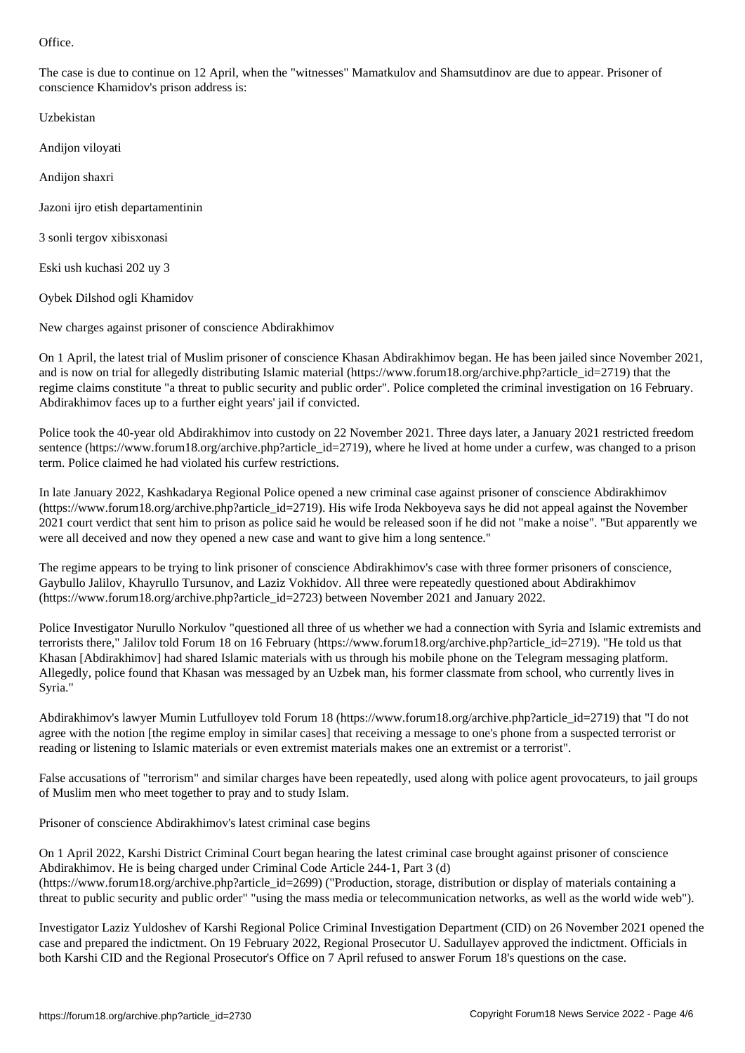Office.

The case is due to continue on 12 April, when the "witnesses" Mamatkulov and Shamsutdinov are due to appear. Prisoner of conscience Khamidov's prison address is:

Uzbekistan

Andijon viloyati

Andijon shaxri

Jazoni ijro etish departamentinin

3 sonli tergov xibisxonasi

Eski ush kuchasi 202 uy 3

Oybek Dilshod ogli Khamidov

## New charges against prisoner of conscience Abdirakhimov

On 1 April, the latest trial of Muslim prisoner of conscience Khasan Abdirakhimov began. He has been jailed since November 2021, and is now on trial for allegedly distributing Islamic material (https://www.forum18.org/archive.php?article_id=2719) that the regime claims constitute "a threat to public security and public order". Police completed the criminal investigation on 16 February. Abdirakhimov faces up to a further eight years' jail if convicted.

Police took the 40-year old Abdirakhimov into custody on 22 November 2021. Three days later, a January 2021 restricted freedom sentence (https://www.forum18.org/archive.php?article_id=2719), where he lived at home under a curfew, was changed to a prison term. Police claimed he had violated his curfew restrictions.

In late January 2022, Kashkadarya Regional Police opened a new criminal case against prisoner of conscience Abdirakhimov (https://www.forum18.org/archive.php?article_id=2719). His wife Iroda Nekboyeva says he did not appeal against the November 2021 court verdict that sent him to prison as police said he would be released soon if he did not "make a noise". "But apparently we were all deceived and now they opened a new case and want to give him a long sentence."

The regime appears to be trying to link prisoner of conscience Abdirakhimov's case with three former prisoners of conscience, Gaybullo Jalilov, Khayrullo Tursunov, and Laziz Vokhidov. All three were repeatedly questioned about Abdirakhimov (https://www.forum18.org/archive.php?article_id=2723) between November 2021 and January 2022.

Police Investigator Nurullo Norkulov "questioned all three of us whether we had a connection with Syria and Islamic extremists and terrorists there," Jalilov told Forum 18 on 16 February (https://www.forum18.org/archive.php?article_id=2719). "He told us that Khasan [Abdirakhimov] had shared Islamic materials with us through his mobile phone on the Telegram messaging platform. Allegedly, police found that Khasan was messaged by an Uzbek man, his former classmate from school, who currently lives in Syria."

Abdirakhimov's lawyer Mumin Lutfulloyev told Forum 18 (https://www.forum18.org/archive.php?article_id=2719) that "I do not agree with the notion [the regime employ in similar cases] that receiving a message to one's phone from a suspected terrorist or reading or listening to Islamic materials or even extremist materials makes one an extremist or a terrorist".

False accusations of "terrorism" and similar charges have been repeatedly, used along with police agent provocateurs, to jail groups of Muslim men who meet together to pray and to study Islam.

## Prisoner of conscience Abdirakhimov's latest criminal case begins

On 1 April 2022, Karshi District Criminal Court began hearing the latest criminal case brought against prisoner of conscience Abdirakhimov. He is being charged under Criminal Code Article 244-1, Part 3 (d) (https://www.forum18.org/archive.php?article_id=2699) ("Production, storage, distribution or display of materials containing a threat to public security and public order" "using the mass media or telecommunication networks, as well as the world wide web").

Investigator Laziz Yuldoshev of Karshi Regional Police Criminal Investigation Department (CID) on 26 November 2021 opened the case and prepared the indictment. On 19 February 2022, Regional Prosecutor U. Sadullayev approved the indictment. Officials in both Karshi CID and the Regional Prosecutor's Office on 7 April refused to answer Forum 18's questions on the case.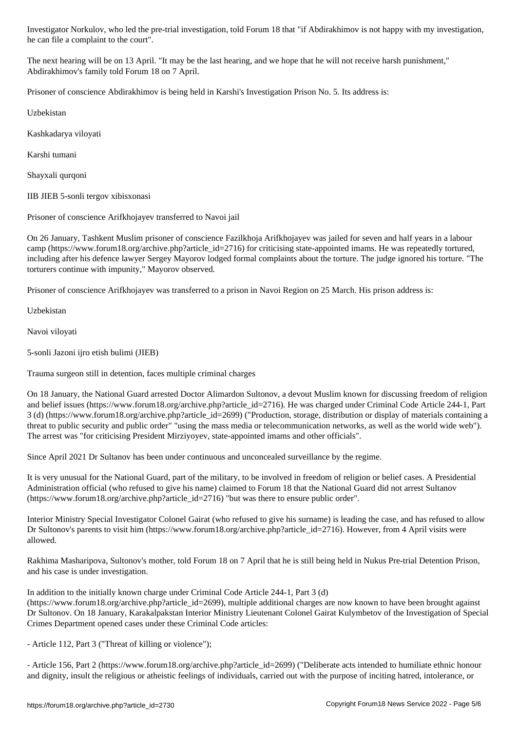Investigator Norkulov, who led the pre-trial investigation, told Forum 18 that "if Abdirakhimov is not happy with my investigation, he can file a complaint to the court".

The next hearing will be on 13 April. "It may be the last hearing, and we hope that he will not receive harsh punishment," Abdirakhimov's family told Forum 18 on 7 April.

Prisoner of conscience Abdirakhimov is being held in Karshi's Investigation Prison No. 5. Its address is:

Uzbekistan

Kashkadarya viloyati

Karshi tumani

Shayxali qurqoni

IIB JIEB 5-sonli tergov xibisxonasi

## Prisoner of conscience Arifkhojayev transferred to Navoi jail

On 26 January, Tashkent Muslim prisoner of conscience Fazilkhoja Arifkhojayev was jailed for seven and half years in a labour camp (https://www.forum18.org/archive.php?article_id=2716) for criticising state-appointed imams. He was repeatedly tortured, including after his defence lawyer Sergey Mayorov lodged formal complaints about the torture. The judge ignored his torture. "The torturers continue with impunity," Mayorov observed.

Prisoner of conscience Arifkhojayev was transferred to a prison in Navoi Region on 25 March. His prison address is:

Uzbekistan

Navoi viloyati

5-sonli Jazoni ijro etish bulimi (JIEB)

## Trauma surgeon still in detention, faces multiple criminal charges

On 18 January, the National Guard arrested Doctor Alimardon Sultonov, a devout Muslim known for discussing freedom of religion and belief issues (https://www.forum18.org/archive.php?article_id=2716). He was charged under Criminal Code Article 244-1, Part 3 (d) (https://www.forum18.org/archive.php?article_id=2699) ("Production, storage, distribution or display of materials containing a threat to public security and public order" "using the mass media or telecommunication networks, as well as the world wide web"). The arrest was "for criticising President Mirziyoyev, state-appointed imams and other officials".

Since April 2021 Dr Sultonov has been under continuous and unconcealed surveillance by the regime.

It is very unusual for the National Guard, part of the military, to be involved in freedom of religion or belief cases. A Presidential Administration official (who refused to give his name) claimed to Forum 18 that the National Guard did not arrest Sultanov (https://www.forum18.org/archive.php?article_id=2716) "but was there to ensure public order".

Interior Ministry Special Investigator Colonel Gairat (who refused to give his surname) is leading the case, and has refused to allow Dr Sultonov's parents to visit him (https://www.forum18.org/archive.php?article_id=2716). However, from 4 April visits were allowed.

Rakhima Masharipova, Sultonov's mother, told Forum 18 on 7 April that he is still being held in Nukus Pre-trial Detention Prison, and his case is under investigation.

In addition to the initially known charge under Criminal Code Article 244-1, Part 3 (d) (https://www.forum18.org/archive.php?article_id=2699), multiple additional charges are now known to have been brought against Dr Sultonov. On 18 January, Karakalpakstan Interior Ministry Lieutenant Colonel Gairat Kulymbetov of the Investigation of Special Crimes Department opened cases under these Criminal Code articles:

- Article 112, Part 3 ("Threat of killing or violence");

- Article 156, Part 2 (https://www.forum18.org/archive.php?article_id=2699) ("Deliberate acts intended to humiliate ethnic honour and dignity, insult the religious or atheistic feelings of individuals, carried out with the purpose of inciting hatred, intolerance, or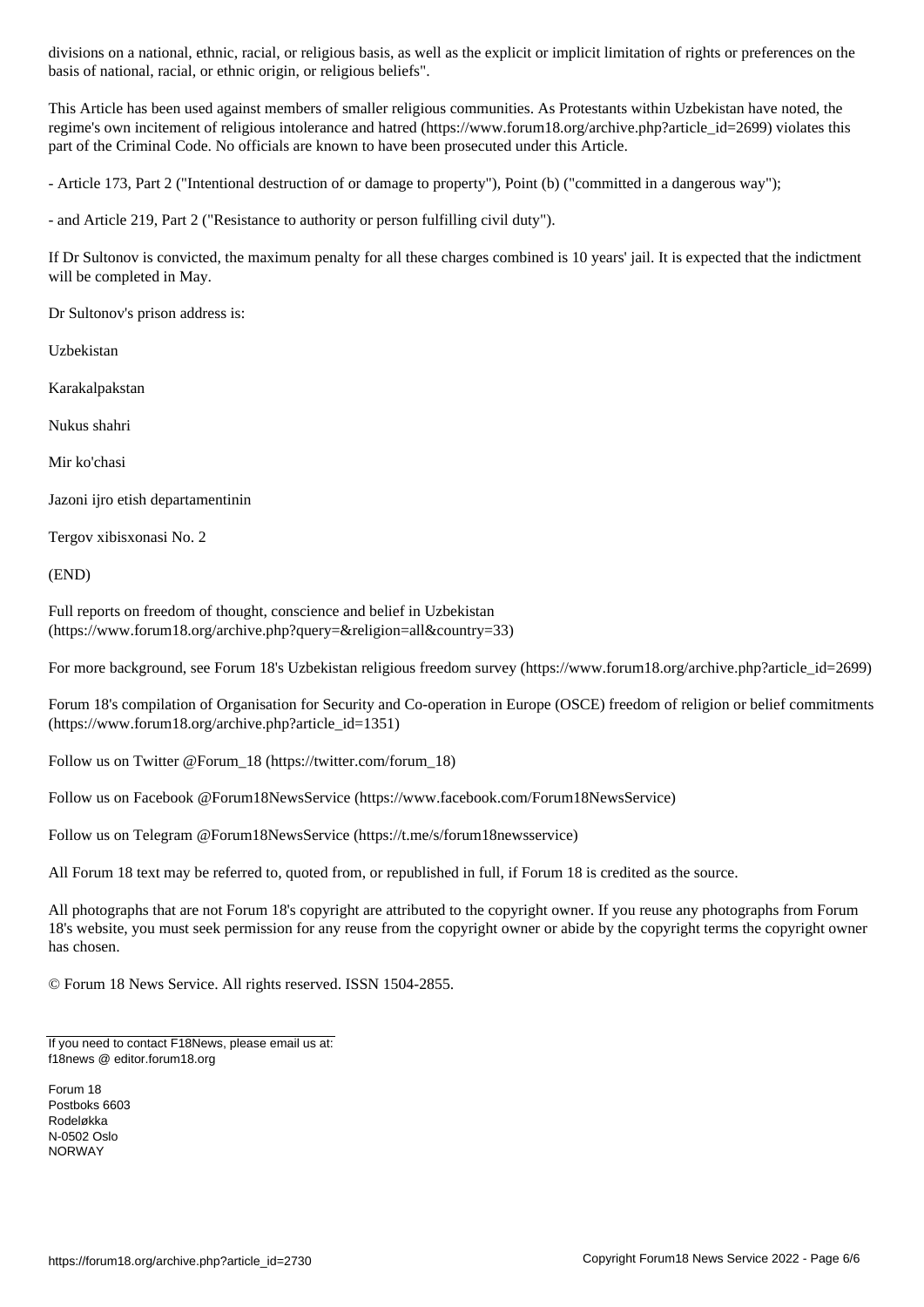divisions on a national, ethnic, racial, or religious basis, as well as the explicit or implicit limitation of rights or preferences on the basis of national, racial, or ethnic origin, or religious beliefs".

This Article has been used against members of smaller religious communities. As Protestants within Uzbekistan have noted, the regime's own incitement of religious intolerance and hatred (https://www.forum18.org/archive.php?article_id=2699) violates this part of the Criminal Code. No officials are known to have been prosecuted under this Article.

- Article 173, Part 2 ("Intentional destruction of or damage to property"), Point (b) ("committed in a dangerous way");

- and Article 219, Part 2 ("Resistance to authority or person fulfilling civil duty").

If Dr Sultonov is convicted, the maximum penalty for all these charges combined is 10 years' jail. It is expected that the indictment will be completed in May.

Dr Sultonov's prison address is:

Uzbekistan

Karakalpakstan

Nukus shahri

Mir ko'chasi

Jazoni ijro etish departamentinin

Tergov xibisxonasi No. 2

(END)

Full reports on freedom of thought, conscience and belief in Uzbekistan (https://www.forum18.org/archive.php?query=&religion=all&country=33)

For more background, see Forum 18's Uzbekistan religious freedom survey (https://www.forum18.org/archive.php?article_id=2699)

Forum 18's compilation of Organisation for Security and Co-operation in Europe (OSCE) freedom of religion or belief commitments (https://www.forum18.org/archive.php?article_id=1351)

Follow us on Twitter @Forum_18 (https://twitter.com/forum_18)

Follow us on Facebook @Forum18NewsService (https://www.facebook.com/Forum18NewsService)

Follow us on Telegram @Forum18NewsService (https://t.me/s/forum18newsservice)

All Forum 18 text may be referred to, quoted from, or republished in full, if Forum 18 is credited as the source.

All photographs that are not Forum 18's copyright are attributed to the copyright owner. If you reuse any photographs from Forum 18's website, you must seek permission for any reuse from the copyright owner or abide by the copyright terms the copyright owner has chosen.

© Forum 18 News Service. All rights reserved. ISSN 1504-2855.

If you need to contact F18News, please email us at:
f18news @ editor.forum18.org

Forum 18
Postboks 6603
Rodeløkka
N-0502 Oslo
NORWAY